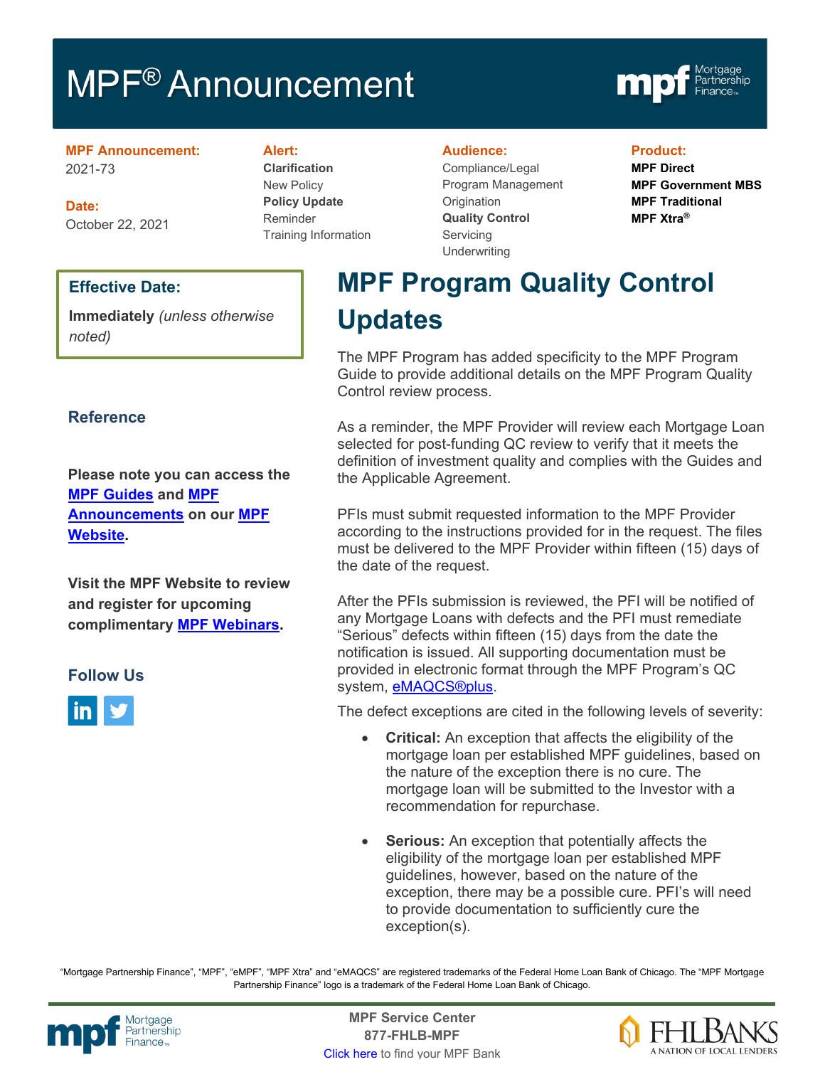# MPF® Announcement

**MPF Announcement:**
2021-73

**Date:**
October 22, 2021

**Alert:**
**Clarification**
New Policy
**Policy Update**
Reminder
Training Information

**Audience:**
Compliance/Legal
Program Management
Origination
**Quality Control**
Servicing
Underwriting

**Product:**
**MPF Direct**
**MPF Government MBS**
**MPF Traditional**
**MPF Xtra®**

**Effective Date:**

**Immediately** *(unless otherwise noted)*

## MPF Program Quality Control Updates

The MPF Program has added specificity to the MPF Program Guide to provide additional details on the MPF Program Quality Control review process.

As a reminder, the MPF Provider will review each Mortgage Loan selected for post-funding QC review to verify that it meets the definition of investment quality and complies with the Guides and the Applicable Agreement.

PFIs must submit requested information to the MPF Provider according to the instructions provided for in the request. The files must be delivered to the MPF Provider within fifteen (15) days of the date of the request.

After the PFIs submission is reviewed, the PFI will be notified of any Mortgage Loans with defects and the PFI must remediate "Serious" defects within fifteen (15) days from the date the notification is issued. All supporting documentation must be provided in electronic format through the MPF Program's QC system, eMAQCS®plus.

The defect exceptions are cited in the following levels of severity:

- **Critical:** An exception that affects the eligibility of the mortgage loan per established MPF guidelines, based on the nature of the exception there is no cure. The mortgage loan will be submitted to the Investor with a recommendation for repurchase.

- **Serious:** An exception that potentially affects the eligibility of the mortgage loan per established MPF guidelines, however, based on the nature of the exception, there may be a possible cure. PFI's will need to provide documentation to sufficiently cure the exception(s).

### Reference

**Please note you can access the MPF Guides and MPF Announcements on our MPF Website.**

**Visit the MPF Website to review and register for upcoming complimentary MPF Webinars.**

### Follow Us

"Mortgage Partnership Finance", "MPF", "eMPF", "MPF Xtra" and "eMAQCS" are registered trademarks of the Federal Home Loan Bank of Chicago. The "MPF Mortgage Partnership Finance" logo is a trademark of the Federal Home Loan Bank of Chicago.

**MPF Service Center**
**877-FHLB-MPF**
Click here to find your MPF Bank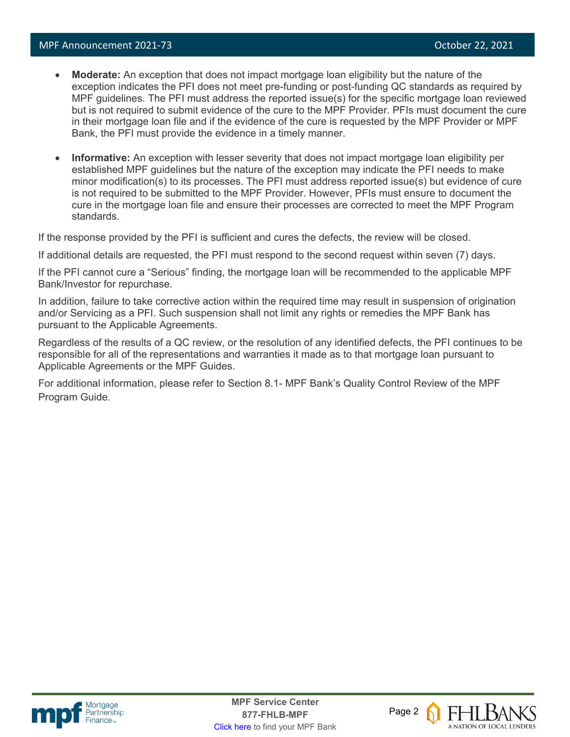- **Moderate:** An exception that does not impact mortgage loan eligibility but the nature of the exception indicates the PFI does not meet pre-funding or post-funding QC standards as required by MPF guidelines. The PFI must address the reported issue(s) for the specific mortgage loan reviewed but is not required to submit evidence of the cure to the MPF Provider. PFIs must document the cure in their mortgage loan file and if the evidence of the cure is requested by the MPF Provider or MPF Bank, the PFI must provide the evidence in a timely manner.

- **Informative:** An exception with lesser severity that does not impact mortgage loan eligibility per established MPF guidelines but the nature of the exception may indicate the PFI needs to make minor modification(s) to its processes. The PFI must address reported issue(s) but evidence of cure is not required to be submitted to the MPF Provider. However, PFIs must ensure to document the cure in the mortgage loan file and ensure their processes are corrected to meet the MPF Program standards.

If the response provided by the PFI is sufficient and cures the defects, the review will be closed.

If additional details are requested, the PFI must respond to the second request within seven (7) days.

If the PFI cannot cure a "Serious" finding, the mortgage loan will be recommended to the applicable MPF Bank/Investor for repurchase.

In addition, failure to take corrective action within the required time may result in suspension of origination and/or Servicing as a PFI. Such suspension shall not limit any rights or remedies the MPF Bank has pursuant to the Applicable Agreements.

Regardless of the results of a QC review, or the resolution of any identified defects, the PFI continues to be responsible for all of the representations and warranties it made as to that mortgage loan pursuant to Applicable Agreements or the MPF Guides.

For additional information, please refer to Section 8.1- MPF Bank's Quality Control Review of the MPF Program Guide.

**MPF Service Center**
**877-FHLB-MPF**
Click here to find your MPF Bank